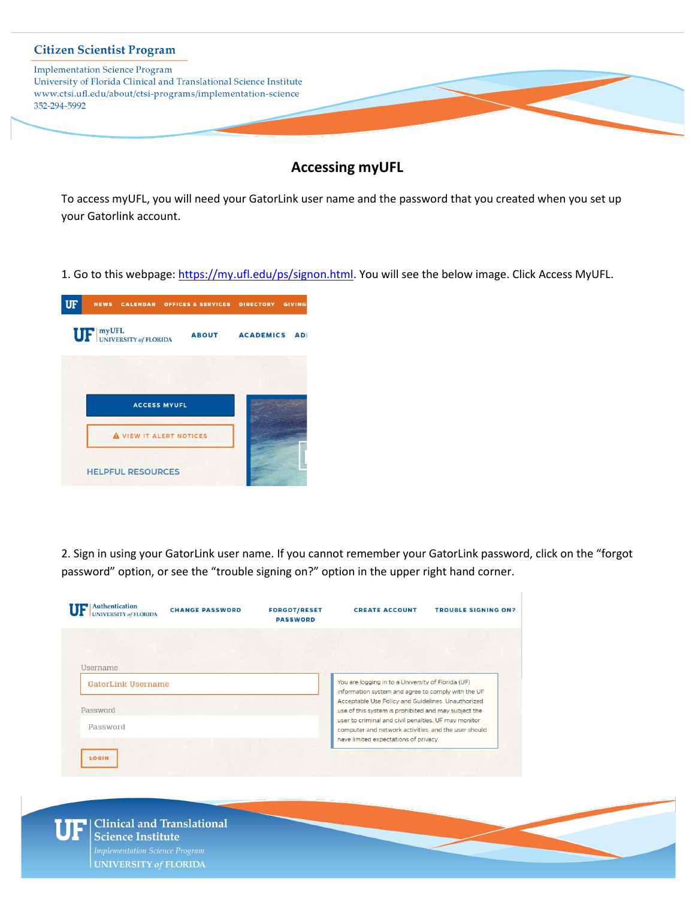# Accessing myUFL

To access myUFL, you will need your GatorLink user name and the password that you created when you set up your Gatorlink account.

1. Go to this webpage: https://my.ufl.edu/ps/signon.html. You will see the below image. Click Access MyUFL.

2. Sign in using your GatorLink user name. If you cannot remember your GatorLink password, click on the "forgot password" option, or see the "trouble signing on?" option in the upper right hand corner.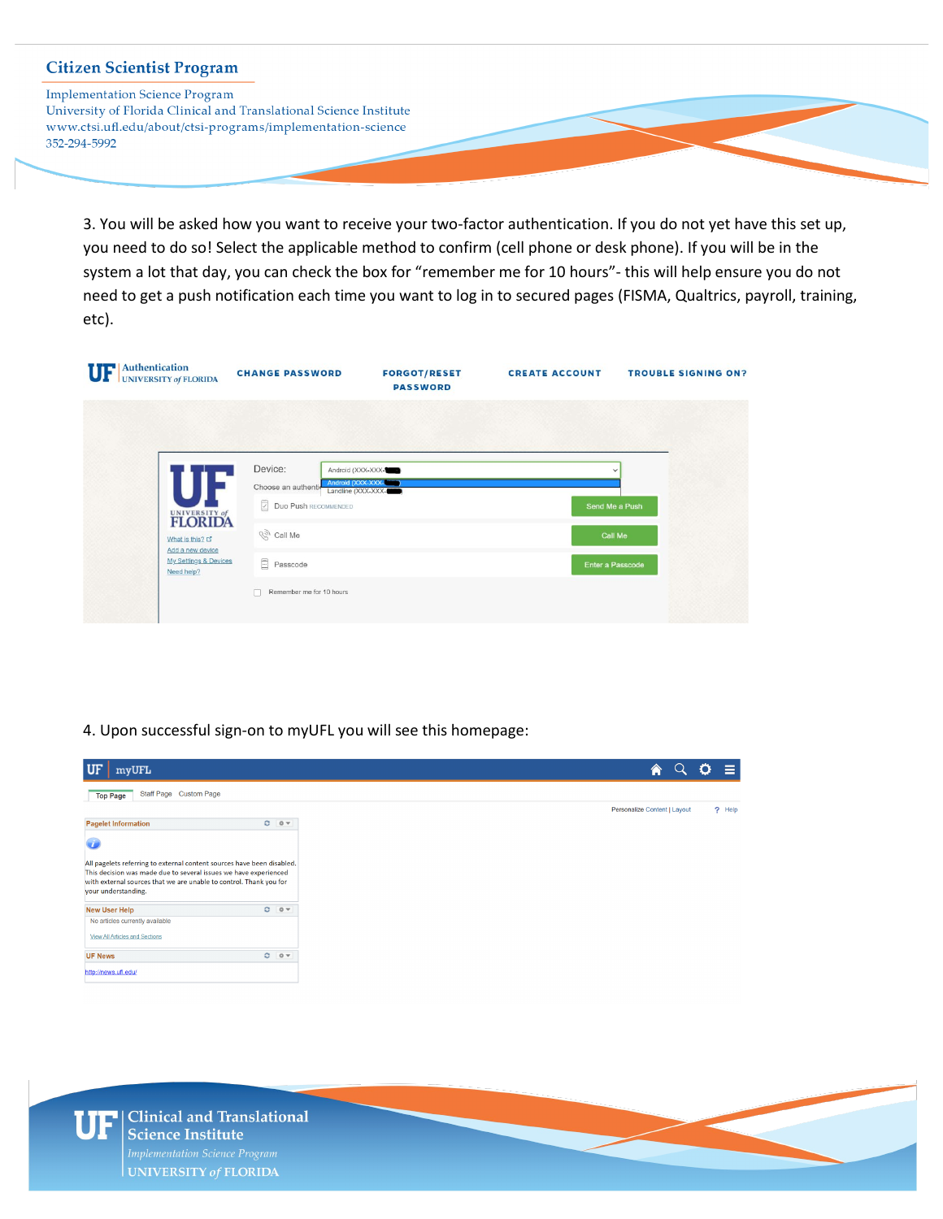3. You will be asked how you want to receive your two-factor authentication. If you do not yet have this set up, you need to do so! Select the applicable method to confirm (cell phone or desk phone). If you will be in the system a lot that day, you can check the box for "remember me for 10 hours"- this will help ensure you do not need to get a push notification each time you want to log in to secured pages (FISMA, Qualtrics, payroll, training, etc).

4. Upon successful sign-on to myUFL you will see this homepage: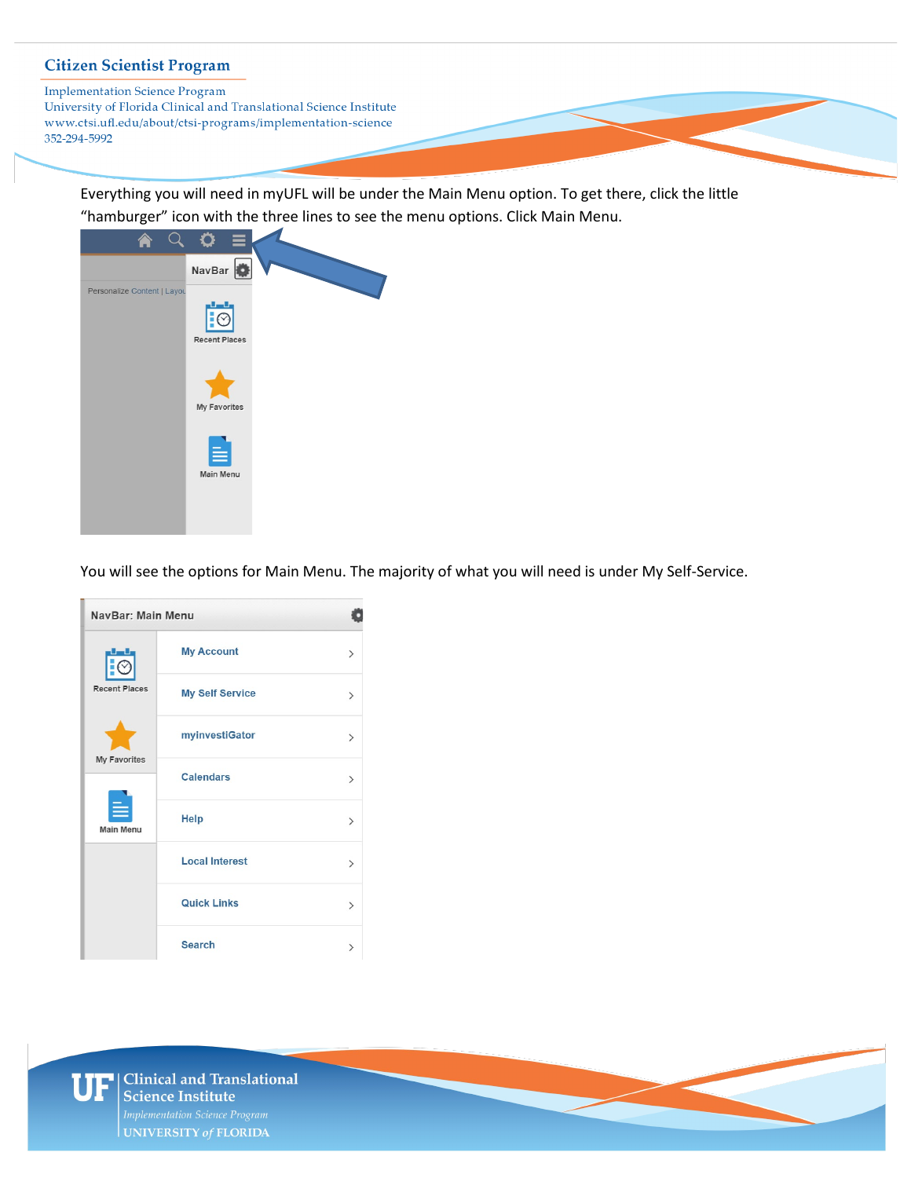Everything you will need in myUFL will be under the Main Menu option. To get there, click the little "hamburger" icon with the three lines to see the menu options. Click Main Menu.

You will see the options for Main Menu. The majority of what you will need is under My Self-Service.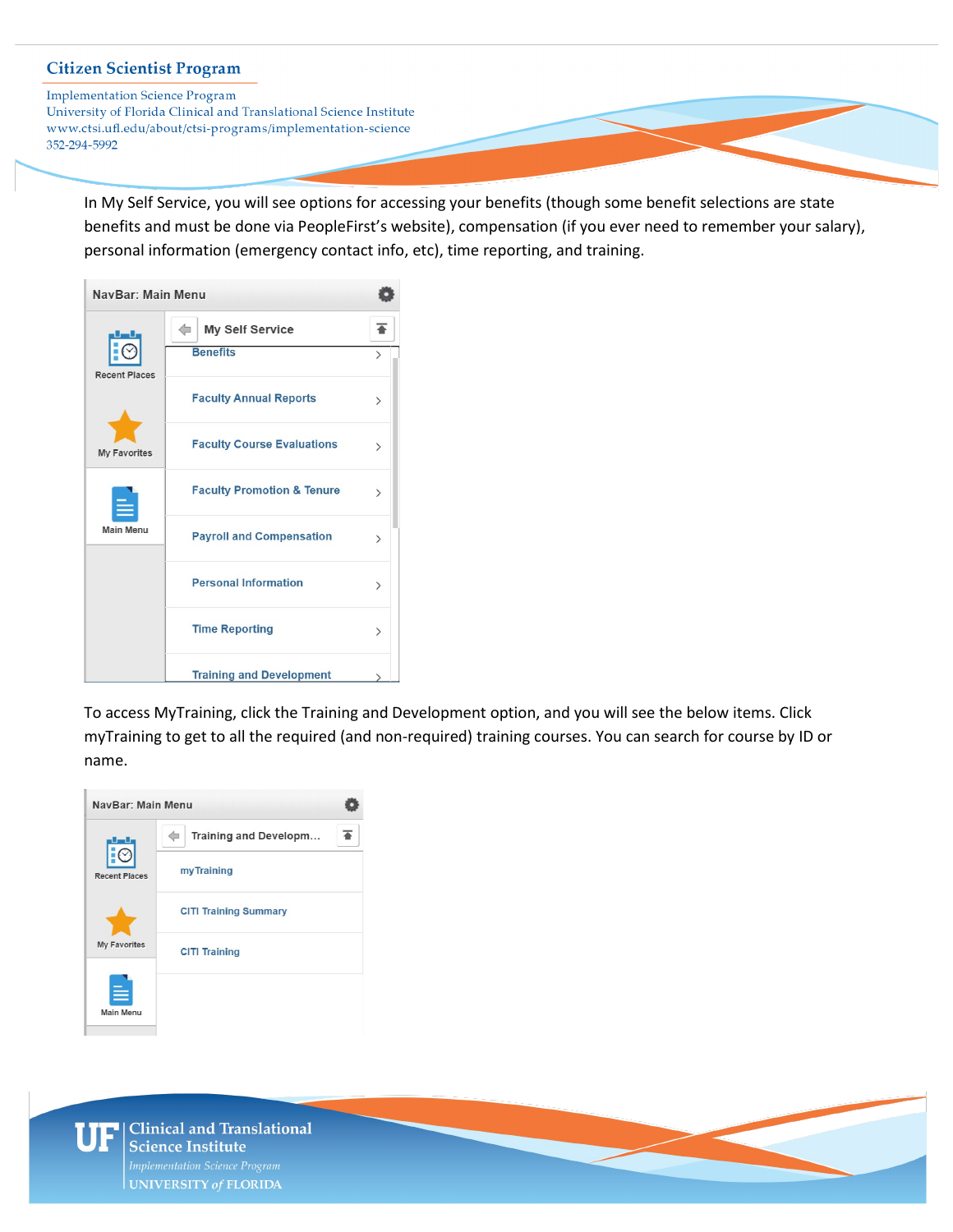In My Self Service, you will see options for accessing your benefits (though some benefit selections are state benefits and must be done via PeopleFirst's website), compensation (if you ever need to remember your salary), personal information (emergency contact info, etc), time reporting, and training.

NavBar: Main Menu

- Recent Places
- My Favorites
- Main Menu

My Self Service

- Benefits
- Faculty Annual Reports
- Faculty Course Evaluations
- Faculty Promotion & Tenure
- Payroll and Compensation
- Personal Information
- Time Reporting
- Training and Development

To access MyTraining, click the Training and Development option, and you will see the below items. Click myTraining to get to all the required (and non-required) training courses. You can search for course by ID or name.

NavBar: Main Menu

- Recent Places
- My Favorites
- Main Menu

Training and Developm...

- myTraining
- CITI Training Summary
- CITI Training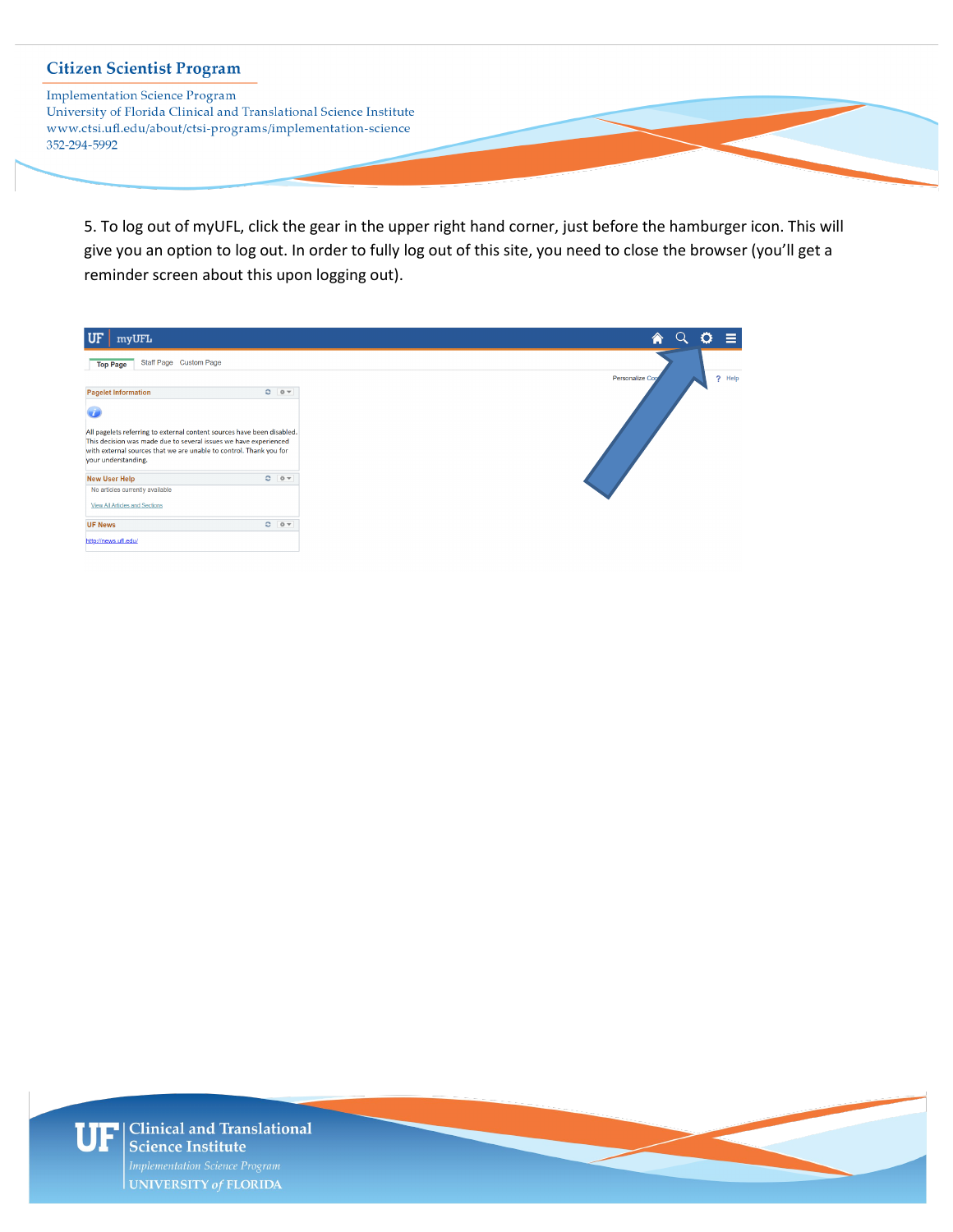5. To log out of myUFL, click the gear in the upper right hand corner, just before the hamburger icon. This will give you an option to log out. In order to fully log out of this site, you need to close the browser (you'll get a reminder screen about this upon logging out).